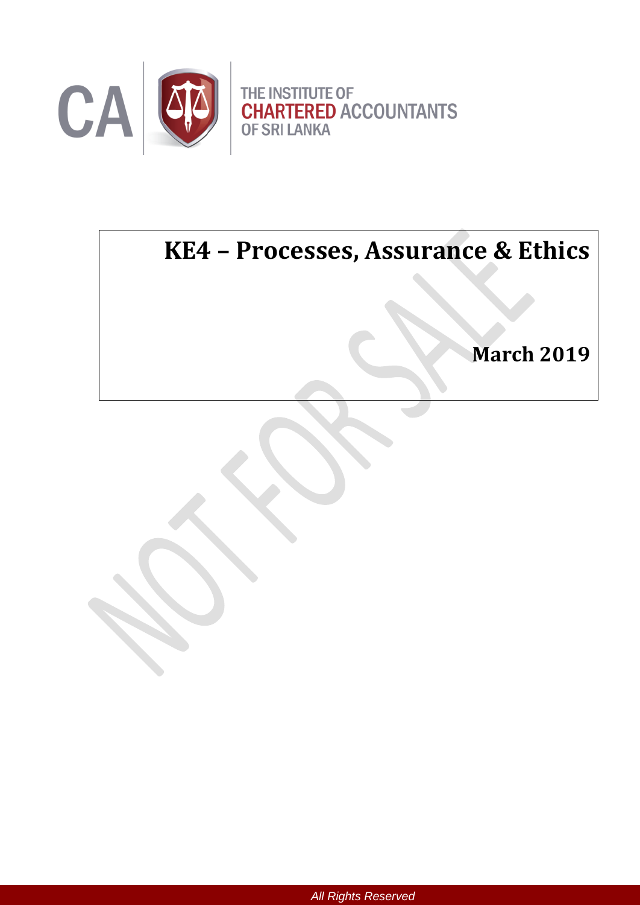THE INSTITUTE OF CHARTERED ACCOUNTANTS OF SRI LANKA

# KE4 – Processes, Assurance & Ethics

**March 2019**

All Rights Reserved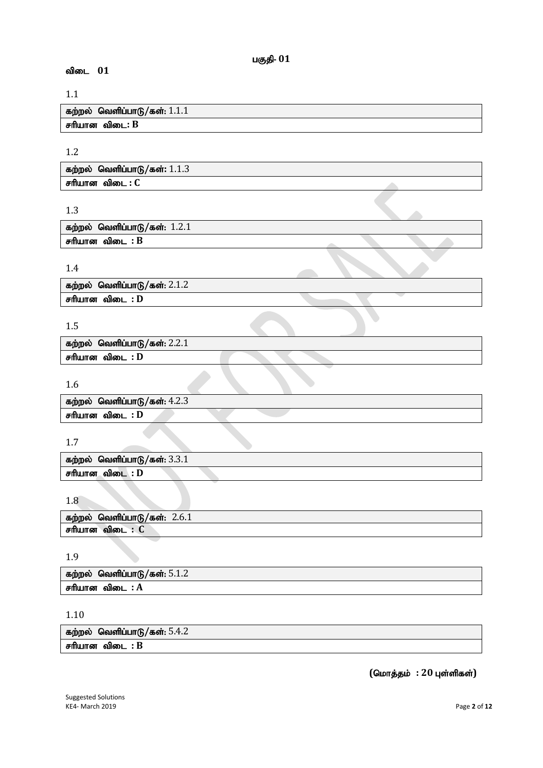# பகுதி- 01

## விடை 01

1.1

| கற்றல் வெளிப்பாடு/கள்: 1.1.1 |
|---|
| சரியான விடை: **B** |

1.2

| கற்றல் வெளிப்பாடு/கள்: 1.1.3 |
|---|
| சரியான விடை : **C** |

1.3

| கற்றல் வெளிப்பாடு/கள்: 1.2.1 |
|---|
| சரியான விடை : **B** |

1.4

| கற்றல் வெளிப்பாடு/கள்: 2.1.2 |
|---|
| சரியான விடை : **D** |

1.5

| கற்றல் வெளிப்பாடு/கள்: 2.2.1 |
|---|
| சரியான விடை : **D** |

1.6

| கற்றல் வெளிப்பாடு/கள்: 4.2.3 |
|---|
| சரியான விடை : **D** |

1.7

| கற்றல் வெளிப்பாடு/கள்: 3.3.1 |
|---|
| சரியான விடை : **D** |

1.8

| கற்றல் வெளிப்பாடு/கள்: 2.6.1 |
|---|
| சரியான விடை : **C** |

1.9

| கற்றல் வெளிப்பாடு/கள்: 5.1.2 |
|---|
| சரியான விடை : **A** |

1.10

| கற்றல் வெளிப்பாடு/கள்: 5.4.2 |
|---|
| சரியான விடை : **B** |

**(மொத்தம் : 20 புள்ளிகள்)**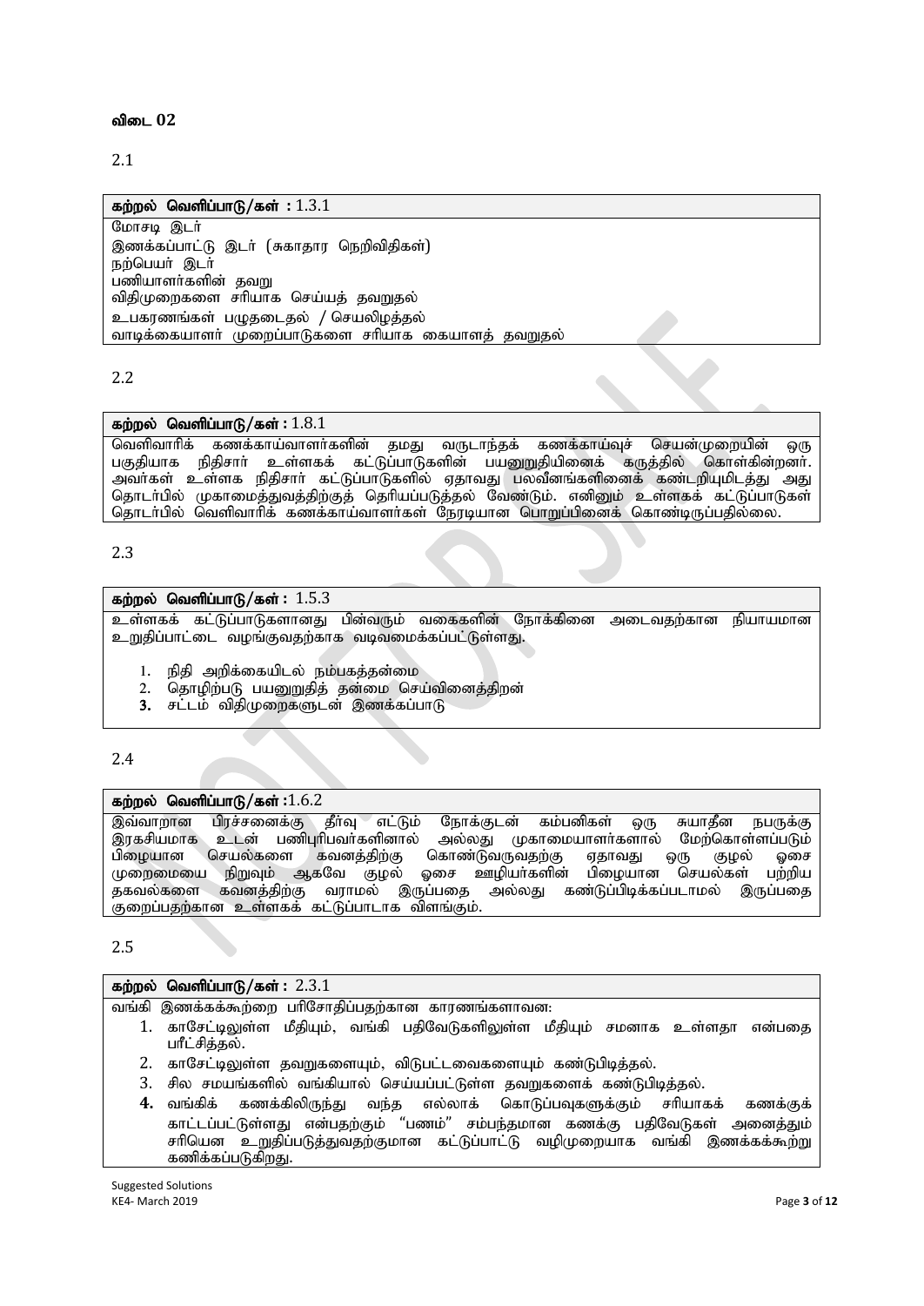**விடை 02**

2.1

| கற்றல் வெளிப்பாடு/கள் : 1.3.1 |
|---|
| மோசடி இடர்<br>இணக்கப்பாட்டு இடர் (சுகாதார நெறிவிதிகள்)<br>நற்பெயர் இடர்<br>பணியாளர்களின் தவறு<br>விதிமுறைகளை சரியாக செய்யத் தவறுதல்<br>உபகரணங்கள் பழுதடைதல் / செயலிழத்தல்<br>வாடிக்கையாளர் முறைப்பாடுகளை சரியாக கையாளத் தவறுதல் |

2.2

| கற்றல் வெளிப்பாடு/கள் : 1.8.1 |
|---|
| வெளிவாரிக் கணக்காய்வாளர்களின் தமது வருடாந்தக் கணக்காய்வுச் செயன்முறையின் ஒரு பகுதியாக நிதிசார் உள்ளகக் கட்டுப்பாடுகளின் பயனுறுதியினைக் கருத்தில் கொள்கின்றனர். அவர்கள் உள்ளக நிதிசார் கட்டுப்பாடுகளில் ஏதாவது பலவீனங்களினைக் கண்டறியுமிடத்து அது தொடர்பில் முகாமைத்துவத்திற்குத் தெரியப்படுத்தல் வேண்டும். எனினும் உள்ளகக் கட்டுப்பாடுகள் தொடர்பில் வெளிவாரிக் கணக்காய்வாளர்கள் நேரடியான பொறுப்பினைக் கொண்டிருப்பதில்லை. |

2.3

| கற்றல் வெளிப்பாடு/கள் : 1.5.3 |
|---|
| உள்ளகக் கட்டுப்பாடுகளானது பின்வரும் வகைகளின் நோக்கினை அடைவதற்கான நியாயமான உறுதிப்பாட்டை வழங்குவதற்காக வடிவமைக்கப்பட்டுள்ளது.<br><br>1. நிதி அறிக்கையிடல் நம்பகத்தன்மை<br>2. தொழிற்படு பயனுறுதித் தன்மை செய்வினைத்திறன்<br>3. சட்டம் விதிமுறைகளுடன் இணக்கப்பாடு |

2.4

| கற்றல் வெளிப்பாடு/கள் :1.6.2 |
|---|
| இவ்வாறான பிரச்சனைக்கு தீர்வு எட்டும் நோக்குடன் கம்பனிகள் ஒரு சுயாதீன நபருக்கு இரகசியமாக உடன் பணிபுரிபவர்களினால் அல்லது முகாமையாளர்களால் மேற்கொள்ளப்படும் பிழையான செயல்களை கவனத்திற்கு கொண்டுவருவதற்கு ஏதாவது ஒரு குழல் ஓசை முறைமையை நிறுவும் ஆகவே குழல் ஓசை ஊழியர்களின் பிழையான செயல்கள் பற்றிய தகவல்களை கவனத்திற்கு வராமல் இருப்பதை அல்லது கண்டுப்பிடிக்கப்படாமல் இருப்பதை குறைப்பதற்கான உள்ளகக் கட்டுப்பாடாக விளங்கும். |

2.5

| கற்றல் வெளிப்பாடு/கள் : 2.3.1 |
|---|
| வங்கி இணக்கக்கூற்றை பரிசோதிப்பதற்கான காரணங்களாவன:<br>1. காசேட்டிலுள்ள மீதியும், வங்கி பதிவேடுகளிலுள்ள மீதியும் சமனாக உள்ளதா என்பதை பரீட்சித்தல்.<br>2. காசேட்டிலுள்ள தவறுகளையும், விடுபட்டவைகளையும் கண்டுபிடித்தல்.<br>3. சில சமயங்களில் வங்கியால் செய்யப்பட்டுள்ள தவறுகளைக் கண்டுபிடித்தல்.<br>4. வங்கிக் கணக்கிலிருந்து வந்த எல்லாக் கொடுப்பவுகளுக்கும் சரியாகக் கணக்குக் காட்டப்பட்டுள்ளது என்பதற்கும் "பணம்" சம்பந்தமான கணக்கு பதிவேடுகள் அனைத்தும் சரியென உறுதிப்படுத்துவதற்குமான கட்டுப்பாட்டு வழிமுறையாக வங்கி இணக்கக்கூற்று கணிக்கப்படுகிறது. |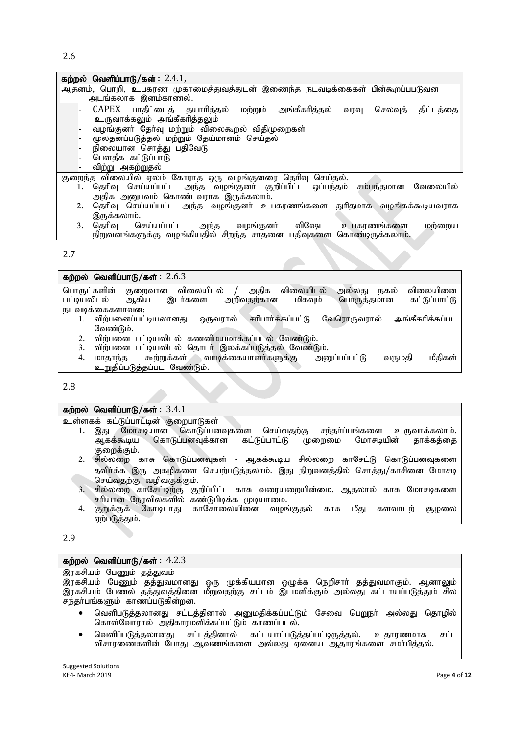2.6

**கற்றல் வெளிப்பாடு/கள் :** 2.4.1,

ஆதனம், பொறி, உபகரண முகாமைத்துவத்துடன் இணைந்த நடவடிக்கைகள் பின்கூறப்படுவன அடங்கலாக இனம்காணல்.

- CAPEX பாதீட்டைத் தயாரித்தல் மற்றும் அங்கீகரித்தல் வரவு செலவுத் திட்டத்தை உருவாக்கலும் அங்கீகரித்தலும்
- வழங்குனர் தேர்வு மற்றும் விலைகூறல் விதிமுறைகள்
- மூலதனப்படுத்தல் மற்றும் தேய்மானம் செய்தல்
- நிலையான சொத்து பதிவேடு
- பௌதீக கட்டுப்பாடு
- விற்று அகற்றுதல்

குறைந்த விலையில் ஏலம் கோராத ஒரு வழங்குனரை தெரிவு செய்தல்.

1. தெரிவு செய்யப்பட்ட அந்த வழங்குனர் குறிப்பிட்ட ஒப்பந்தம் சம்பந்தமான வேலையில் அதிக அனுபவம் கொண்டவராக இருக்கலாம்.
2. தெரிவு செய்யப்பட்ட அந்த வழங்குனர் உபகரணங்களை துரிதமாக வழங்கக்கூடியவராக இருக்கலாம்.
3. தெரிவு செய்யப்பட்ட அந்த வழங்குனர் விஷேட உபகரணங்களை மற்றைய நிறுவனங்களுக்கு வழங்கியதில் சிறந்த சாதனை பதிவுகளை கொண்டிருக்கலாம்.

2.7

**கற்றல் வெளிப்பாடு/கள் :** 2.6.3

பொருட்களின் குறைவான விலையிடல் / அதிக விலையிடல் அல்லது நகல் விலையினை பட்டியலிடல் ஆகிய இடர்களை அறிவதற்கான மிகவும் பொருத்தமான கட்டுப்பாட்டு நடவடிக்கைகளாவன:

1. விற்பனைப்பட்டியலானது ஒருவரால் சரிபார்க்கப்பட்டு வேரொருவரால் அங்கீகரிக்கப்பட வேண்டும்.
2. விற்பனை பட்டியலிடல் கணனிமயமாக்கப்படல் வேண்டும்.
3. விற்பனை பட்டியலிடல் தொடர் இலக்கப்படுத்தல் வேண்டும்.
4. மாதாந்த கூற்றுக்கள் வாடிக்கையாளர்களுக்கு அனுப்பப்பட்டு வருமதி மீதிகள் உறுதிப்படுத்தப்பட வேண்டும்.

2.8

**கற்றல் வெளிப்பாடு/கள் :** 3.4.1

உள்ளகக் கட்டுப்பாட்டின் குறைபாடுகள்

1. இது மோசடியான கொடுப்பனவுகளை செய்வதற்கு சந்தர்ப்பங்களை உருவாக்கலாம். ஆகக்கூடிய கொடுப்பனவுக்கான கட்டுப்பாட்டு முறைமை மோசடியின் தாக்கத்தை குறைக்கும்.
2. சில்லறை காசு கொடுப்பனவுகள் - ஆகக்கூடிய சில்லறை காசேட்டு கொடுப்பனவுகளை தவிர்க்க இரு அகழிகளை செயற்படுத்தலாம். இது நிறுவனத்தில் சொத்து/காசினை மோசடி செய்வதற்கு வழிவகுக்கும்.
3. சில்லறை காசேட்டிற்கு குறிப்பிட்ட காசு வரையறையின்மை. ஆதலால் காசு மோசடிகளை சரியான நேரவிலைகளில் கண்டுபிடிக்க முடியாமை.
4. குறுக்குக் கோடிடாது காசோலையினை வழங்குதல் காசு மீது களவாடற் சூழலை ஏற்படுத்தும்.

2.9

**கற்றல் வெளிப்பாடு/கள் :** 4.2.3

இரகசியம் பேணும் தத்துவம்

இரகசியம் பேணும் தத்துவமானது ஒரு முக்கியமான ஒழுக்க நெறிசார் தத்துவமாகும். ஆனாலும் இரகசியம் பேணல் தத்துவத்தினை மீறுவதற்கு சட்டம் இடமளிக்கும் அல்லது கட்டாயப்படுத்தும் சில சந்தர்ப்பங்களும் காணப்படுகின்றன.

- வெளிப்படுத்தலானது சட்டத்தினால் அனுமதிக்கப்பட்டும் சேவை பெறுநர் அல்லது தொழில் கொள்வோரால் அதிகாரமளிக்கப்பட்டும் காணப்படல்.
- வெளிப்படுத்தலானது சட்டத்தினால் கட்டாயப்படுத்தப்பட்டிருத்தல். உதாரணமாக சட்ட விசாரணைகளின் போது ஆவணங்களை அல்லது ஏனைய ஆதாரங்களை சமர்பித்தல்.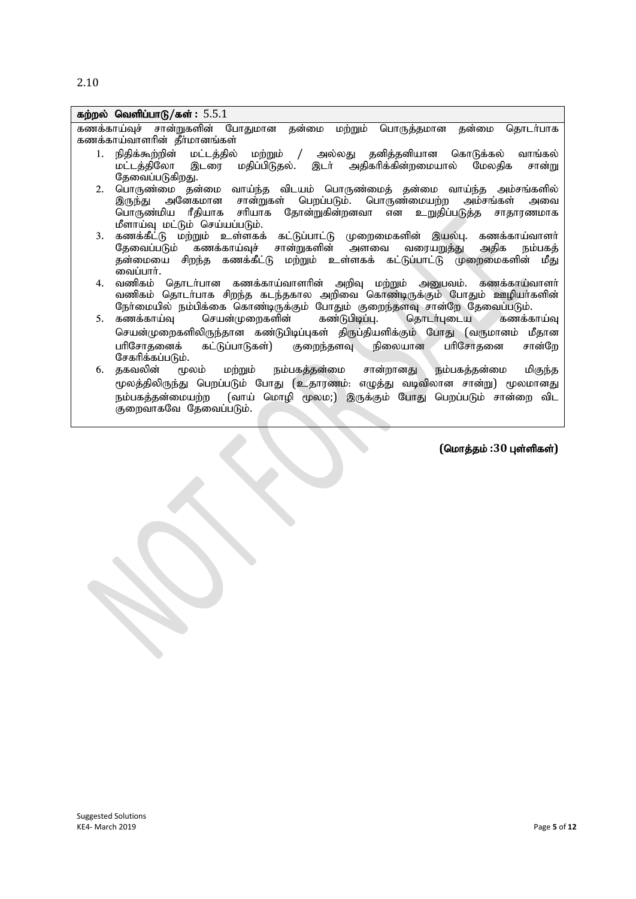2.10

**கற்றல் வெளிப்பாடு/கள் :** 5.5.1

கணக்காய்வுச் சான்றுகளின் போதுமான தன்மை மற்றும் பொருத்தமான தன்மை தொடர்பாக கணக்காய்வாளரின் தீர்மானங்கள்

1. நிதிக்கூற்றின் மட்டத்தில் மற்றும் / அல்லது தனித்தனியான கொடுக்கல் வாங்கல் மட்டத்திலோ இடரை மதிப்பிடுதல். இடர் அதிகரிக்கின்றமையால் மேலதிக சான்று தேவைப்படுகிறது.
2. பொருண்மை தன்மை வாய்ந்த விடயம் பொருண்மைத் தன்மை வாய்ந்த அம்சங்களில் இருந்து அனேகமான சான்றுகள் பெறப்படும். பொருண்மையற்ற அம்சங்கள் அவை பொருண்மிய ரீதியாக சரியாக தோன்றுகின்றனவா என உறுதிப்படுத்த சாதாரணமாக மீளாய்வு மட்டும் செய்யப்படும்.
3. கணக்கீட்டு மற்றும் உள்ளகக் கட்டுப்பாட்டு முறைமைகளின் இயல்பு. கணக்காய்வாளர் தேவைப்படும் கணக்காய்வுச் சான்றுகளின் அளவை வரையறுத்து அதிக நம்பகத் தன்மையை சிறந்த கணக்கீட்டு மற்றும் உள்ளகக் கட்டுப்பாட்டு முறைமைகளின் மீது வைப்பார்.
4. வணிகம் தொடர்பான கணக்காய்வாளரின் அறிவு மற்றும் அனுபவம். கணக்காய்வாளர் வணிகம் தொடர்பாக சிறந்த கடந்தகால அறிவை கொண்டிருக்கும் போதும் ஊழியர்களின் நேர்மையில் நம்பிக்கை கொண்டிருக்கும் போதும் குறைந்தளவு சான்றே தேவைப்படும்.
5. கணக்காய்வு செயன்முறைகளின் கண்டுபிடிப்பு. தொடர்புடைய கணக்காய்வு செயன்முறைகளிலிருந்தான கண்டுபிடிப்புகள் திருப்தியளிக்கும் போது (வருமானம் மீதான பரிசோதனைக் கட்டுப்பாடுகள்) குறைந்தளவு நிலையான பரிசோதனை சான்றே சேகரிக்கப்படும்.
6. தகவலின் மூலம் மற்றும் நம்பகத்தன்மை சான்றானது நம்பகத்தன்மை மிகுந்த மூலத்திலிருந்து பெறப்படும் போது (உதாரணம்: எழுத்து வடிவிலான சான்று) மூலமானது நம்பகத்தன்மையற்ற (வாய் மொழி மூலம்;) இருக்கும் போது பெறப்படும் சான்றை விட குறைவாகவே தேவைப்படும்.

**(மொத்தம் :30 புள்ளிகள்)**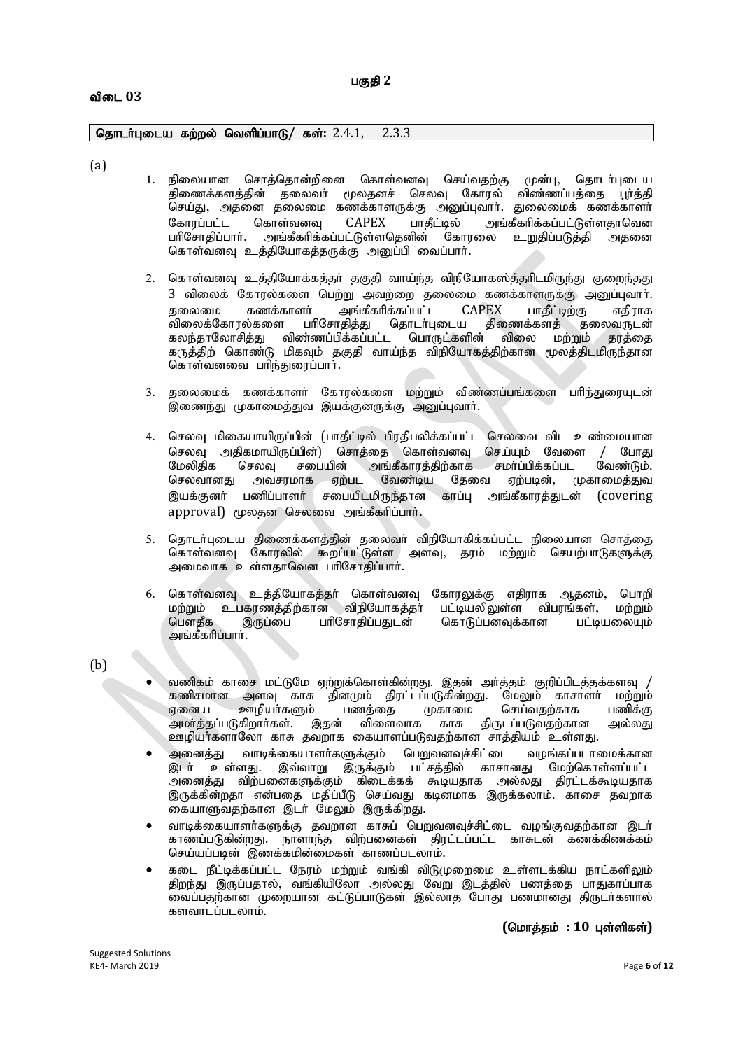## பகுதி 2

### விடை 03

**தொடர்புடைய கற்றல் வெளிப்பாடு/ கள்:** 2.4.1, 2.3.3

(a)

1. நிலையான சொத்தொன்றினை கொள்வனவு செய்வதற்கு முன்பு, தொடர்புடைய திணைக்களத்தின் தலைவர் மூலதனச் செலவு கோரல் விண்ணப்பத்தை பூர்த்தி செய்து, அதனை தலைமை கணக்காளருக்கு அனுப்புவார். துலைமைக் கணக்காளர் கோரப்பட்ட கொள்வனவு CAPEX பாதீட்டில் அங்கீகரிக்கப்பட்டுள்ளதாவென பரிசோதிப்பார். அங்கீகரிக்கப்பட்டுள்ளதெனின் கோரலை உறுதிப்படுத்தி அதனை கொள்வனவு உத்தியோகத்தருக்கு அனுப்பி வைப்பார்.

2. கொள்வனவு உத்தியோகத்தர் தகுதி வாய்ந்த விநியோகஸ்த்தரிடமிருந்து குறைந்தது 3 விலைக் கோரல்களை பெற்று அவற்றை தலைமை கணக்காளருக்கு அனுப்புவார். தலைமை கணக்காளர் அங்கீகரிக்கப்பட்ட CAPEX பாதீட்டிற்கு எதிராக விலைக்கோரல்களை பரிசோதித்து தொடர்புடைய திணைக்களத் தலைவருடன் கலந்தாலோசித்து விண்ணப்பிக்கப்பட்ட பொருட்களின் விலை மற்றும் தரத்தை கருத்திற் கொண்டு மிகவும் தகுதி வாய்ந்த விநியோகத்திற்கான மூலத்திடமிருந்தான கொள்வனவை பரிந்துரைப்பார்.

3. தலைமைக் கணக்காளர் கோரல்களை மற்றும் விண்ணப்பங்களை பரிந்துரையுடன் இணைந்து முகாமைத்துவ இயக்குனருக்கு அனுப்புவார்.

4. செலவு மிகையாயிருப்பின் (பாதீட்டில் பிரதிபலிக்கப்பட்ட செலவை விட உண்மையான செலவு அதிகமாயிருப்பின்) சொத்தை கொள்வனவு செய்யும் வேளை / போது மேலதிக செலவு சபையின் அங்கீகாரத்திற்காக சமர்ப்பிக்கப்பட வேண்டும். செலவானது அவசரமாக ஏற்பட வேண்டிய தேவை ஏற்படின், முகாமைத்துவ இயக்குனர் பணிப்பாளர் சபையிடமிருந்தான காப்பு அங்கீகாரத்துடன் (covering approval) மூலதன செலவை அங்கீகரிப்பார்.

5. தொடர்புடைய திணைக்களத்தின் தலைவர் விநியோகிக்கப்பட்ட நிலையான சொத்தை கொள்வனவு கோரலில் கூறப்பட்டுள்ள அளவு, தரம் மற்றும் செயற்பாடுகளுக்கு அமைவாக உள்ளதாவென பரிசோதிப்பார்.

6. கொள்வனவு உத்தியோகத்தர் கொள்வனவு கோரலுக்கு எதிராக ஆதனம், பொறி மற்றும் உபகரணத்திற்கான விநியோகத்தர் பட்டியலிலுள்ள விபரங்கள், மற்றும் பௌதீக இருப்பை பரிசோதிப்பதுடன் கொடுப்பனவுக்கான பட்டியலையும் அங்கீகரிப்பார்.

(b)

- வணிகம் காசை மட்டுமே ஏற்றுக்கொள்கின்றது. இதன் அர்த்தம் குறிப்பிடத்தக்களவு / கணிசமான அளவு காசு தினமும் திரட்டப்படுகின்றது. மேலும் காசாளர் மற்றும் ஏனைய ஊழியர்களும் பணத்தை முகாமை செய்வதற்காக பணிக்கு அமர்த்தப்படுகிறார்கள். இதன் விளைவாக காசு திருடப்படுவதற்கான அல்லது ஊழியர்களாலோ காசு தவறாக கையாளப்படுவதற்கான சாத்தியம் உள்ளது.
- அனைத்து வாடிக்கையாளர்களுக்கும் பெறுவனவுச்சிட்டை வழங்கப்படாமைக்கான இடர் உள்ளது. இவ்வாறு இருக்கும் பட்சத்தில் காசானது மேற்கொள்ளப்பட்ட அனைத்து விற்பனைகளுக்கும் கிடைக்கக் கூடியதாக அல்லது திரட்டக்கூடியதாக இருக்கின்றதா என்பதை மதிப்பீடு செய்வது கடினமாக இருக்கலாம். காசை தவறாக கையாளுவதற்கான இடர் மேலும் இருக்கிறது.
- வாடிக்கையாளர்களுக்கு தவறான காசுப் பெறுவனவுச்சிட்டை வழங்குவதற்கான இடர் காணப்படுகின்றது. நாளாந்த விற்பனைகள் திரட்டப்பட்ட காசுடன் கணக்கிணக்கம் செய்யப்படின் இணக்கமின்மைகள் காணப்படலாம்.
- கடை நீட்டிக்கப்பட்ட நேரம் மற்றும் வங்கி விடுமுறைமை உள்ளடக்கிய நாட்களிலும் திறந்து இருப்பதால், வங்கியிலோ அல்லது வேறு இடத்தில் பணத்தை பாதுகாப்பாக வைப்பதற்கான முறையான கட்டுப்பாடுகள் இல்லாத போது பணமானது திருடர்களால் களவாடப்படலாம்.

**(மொத்தம் : 10 புள்ளிகள்)**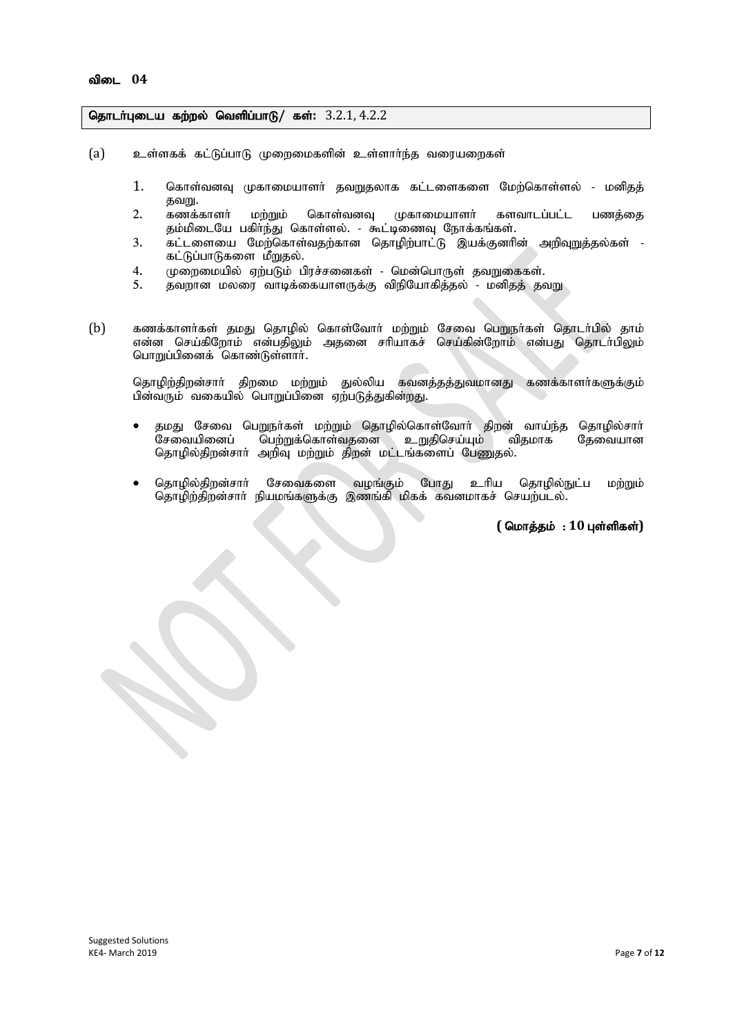**விடை 04**

**தொடர்புடைய கற்றல் வெளிப்பாடு/ கள்:** 3.2.1, 4.2.2

(a) உள்ளகக் கட்டுப்பாடு முறைமைகளின் உள்ளார்ந்த வரையறைகள்

1. கொள்வனவு முகாமையாளர் தவறுதலாக கட்டளைகளை மேற்கொள்ளல் - மனிதத் தவறு.
2. கணக்காளர் மற்றும் கொள்வனவு முகாமையாளர் களவாடப்பட்ட பணத்தை தம்மிடையே பகிர்ந்து கொள்ளல். - கூட்டிணைவு நோக்கங்கள்.
3. கட்டளையை மேற்கொள்வதற்கான தொழிற்பாட்டு இயக்குனரின் அறிவுறுத்தல்கள் - கட்டுப்பாடுகளை மீறுதல்.
4. முறைமையில் ஏற்படும் பிரச்சனைகள் - மென்பொருள் தவறுகைகள்.
5. தவறான மலரை வாடிக்கையாளருக்கு விநியோகித்தல் - மனிதத் தவறு

(b) கணக்காளர்கள் தமது தொழில் கொள்வோர் மற்றும் சேவை பெறுநர்கள் தொடர்பில் தாம் என்ன செய்கிறோம் என்பதிலும் அதனை சரியாகச் செய்கின்றோம் என்பது தொடர்பிலும் பொறுப்பினைக் கொண்டுள்ளார்.

தொழிற்திறன்சார் திறமை மற்றும் துல்லிய கவனத்தத்துவமானது கணக்காளர்களுக்கும் பின்வரும் வகையில் பொறுப்பினை ஏற்படுத்துகின்றது.

- தமது சேவை பெறுநர்கள் மற்றும் தொழில்கொள்வோர் திறன் வாய்ந்த தொழில்சார் சேவையினைப் பெறுக்கொள்வதனை உறுதிசெய்யும் விதமாக தேவையான தொழில்திறன்சார் அறிவு மற்றும் திறன் மட்டங்களைப் பேணுதல்.
- தொழில்திறன்சார் சேவைகளை வழங்கும் போது உரிய தொழில்நுட்ப மற்றும் தொழிற்திறன்சார் நியமங்களுக்கு இணங்கி மிகக் கவனமாகச் செயற்படல்.

**( மொத்தம் : 10 புள்ளிகள்)**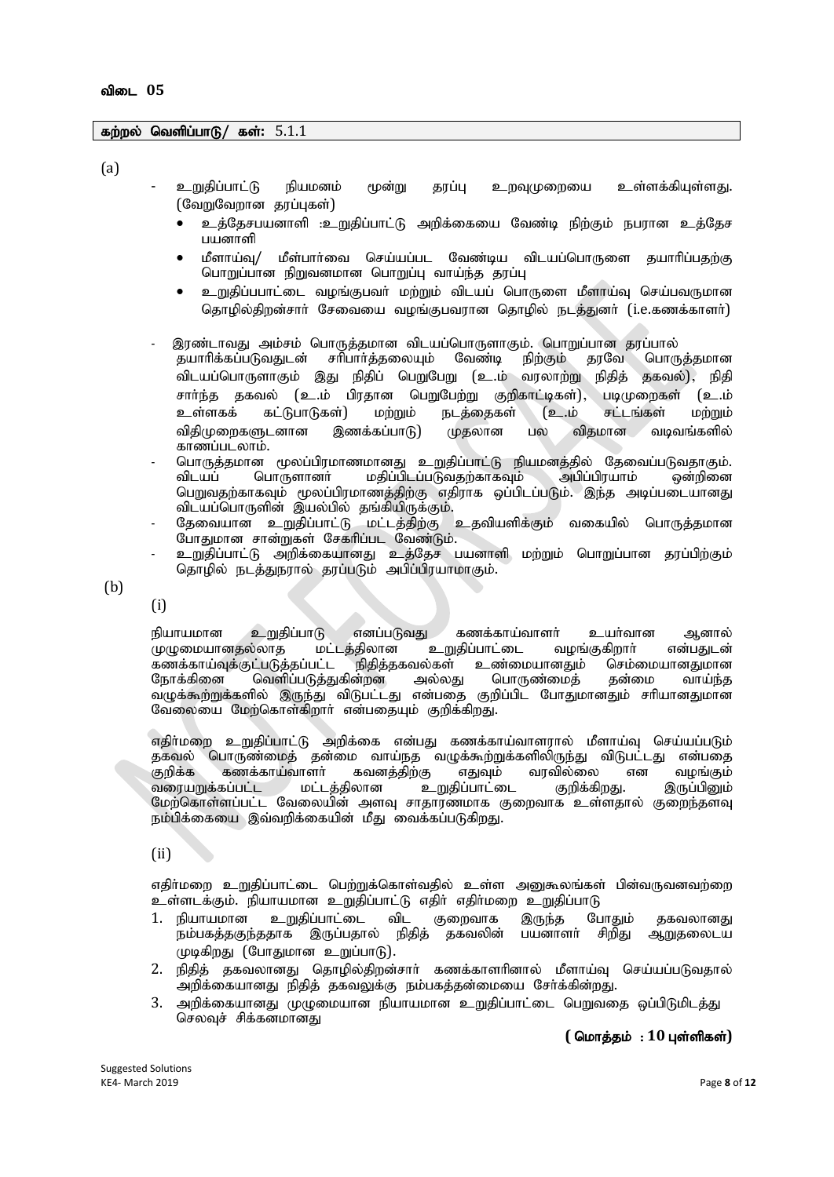# விடை 05

**கற்றல் வெளிப்பாடு/ கள்:** 5.1.1

(a)

- உறுதிப்பாட்டு நியமனம் மூன்று தரப்பு உறவுமுறையை உள்ளக்கியுள்ளது. (வேறுவேறான தரப்புகள்)
    - உத்தேசபயனாளி :உறுதிப்பாட்டு அறிக்கையை வேண்டி நிற்கும் நபரான உத்தேச பயனாளி
    - மீளாய்வு/ மீள்பார்வை செய்யப்பட வேண்டிய விடயப்பொருளை தயாரிப்பதற்கு பொறுப்பான நிறுவனமான பொறுப்பு வாய்ந்த தரப்பு
    - உறுதிப்பபாட்டை வழங்குபவர் மற்றும் விடயப் பொருளை மீளாய்வு செய்பவருமான தொழில்திறன்சார் சேவையை வழங்குபவரான தொழில் நடத்துனர் (i.e.கணக்காளர்)
- இரண்டாவது அம்சம் பொருத்தமான விடயப்பொருளாகும். பொறுப்பான தரப்பால் தயாரிக்கப்படுவதுடன் சரிபார்த்தலையும் வேண்டி நிற்கும் தரவே பொருத்தமான விடயப்பொருளாகும் இது நிதிப் பெறுபேறு (உ.ம் வரலாற்று நிதித் தகவல்), நிதி சார்ந்த தகவல் (உ.ம் பிரதான பெறுபேற்று குறிகாட்டிகள்), படிமுறைகள் (உ.ம் உள்ளகக் கட்டுபாடுகள்) மற்றும் நடத்தைகள் (உ.ம் சட்டங்கள் மற்றும் விதிமுறைகளுடனான இணக்கப்பாடு) முதலான பல விதமான வடிவங்களில் காணப்படலாம்.
- பொருத்தமான மூலப்பிரமாணமானது உறுதிப்பாட்டு நியமனத்தில் தேவைப்படுவதாகும். விடயப் பொருளானர் மதிப்பிடப்படுவதற்காகவும் அபிப்பிரயாம் ஒன்றினை பெறுவதற்காகவும் மூலப்பிரமாணத்திற்கு எதிராக ஒப்பிடப்படும். இந்த அடிப்படையானது விடயப்பொருளின் இயல்பில் தங்கியிருக்கும்.
- தேவையான உறுதிப்பாட்டு மட்டத்திற்கு உதவியளிக்கும் வகையில் பொருத்தமான போதுமான சான்றுகள் சேகரிப்பட வேண்டும்.
- உறுதிப்பாட்டு அறிக்கையானது உத்தேச பயனாளி மற்றும் பொறுப்பான தரப்பிற்கும் தொழில் நடத்துநரால் தரப்படும் அபிப்பிரயாமாகும்.

(b)

(i)

நியாயமான உறுதிப்பாடு எனப்படுவது கணக்காய்வாளர் உயர்வான ஆனால் முழுமையானதல்லாத மட்டத்திலான உறுதிப்பாட்டை வழங்குகிறார் என்பதுடன் கணக்காய்வுக்குட்படுத்தப்பட்ட நிதித்தகவல்கள் உண்மையானதும் செம்மையானதுமான நோக்கினை வெளிப்படுத்துகின்றன அல்லது பொருண்மைத் தன்மை வாய்ந்த வழுக்கூற்றுக்களில் இருந்து விடுபட்டது என்பதை குறிப்பிட போதுமானதும் சரியானதுமான வேலையை மேற்கொள்கிறார் என்பதையும் குறிக்கிறது.

எதிர்மறை உறுதிப்பாட்டு அறிக்கை என்பது கணக்காய்வாளரால் மீளாய்வு செய்யப்படும் தகவல் பொருண்மைத் தன்மை வாய்ந்த வழுக்கூற்றுக்களிலிருந்து விடுபட்டது என்பதை குறிக்க கணக்காய்வாளர் கவனத்திற்கு எதுவும் வரவில்லை என வழங்கும் வரையறுக்கப்பட்ட மட்டத்திலான உறுதிப்பாட்டை குறிக்கிறது. இருப்பினும் மேற்கொள்ளப்பட்ட வேலையின் அளவு சாதாரணமாக குறைவாக உள்ளதால் குறைந்தளவு நம்பிக்கையை இவ்வறிக்கையின் மீது வைக்கப்படுகிறது.

(ii)

எதிர்மறை உறுதிப்பாட்டை பெற்றுக்கொள்வதில் உள்ள அனுகூலங்கள் பின்வருவனவற்றை உள்ளடக்கும். நியாயமான உறுதிப்பாட்டு எதிர் எதிர்மறை உறுதிப்பாடு

1. நியாயமான உறுதிப்பாட்டை விட குறைவாக இருந்த போதும் தகவலானது நம்பகத்தகுந்ததாக இருப்பதால் நிதித் தகவலின் பயனாளர் சிறிது ஆறுதலைடய முடிகிறது (போதுமான உறுப்பாடு).
2. நிதித் தகவலானது தொழில்திறன்சார் கணக்காளரினால் மீளாய்வு செய்யப்படுவதால் அறிக்கையானது நிதித் தகவலுக்கு நம்பகத்தன்மையை சேர்க்கின்றது.
3. அறிக்கையானது முழுமையான நியாயமான உறுதிப்பாட்டை பெறுவதை ஒப்பிடுமிடத்து செலவுச் சிக்கனமானது

**( மொத்தம் : 10 புள்ளிகள்)**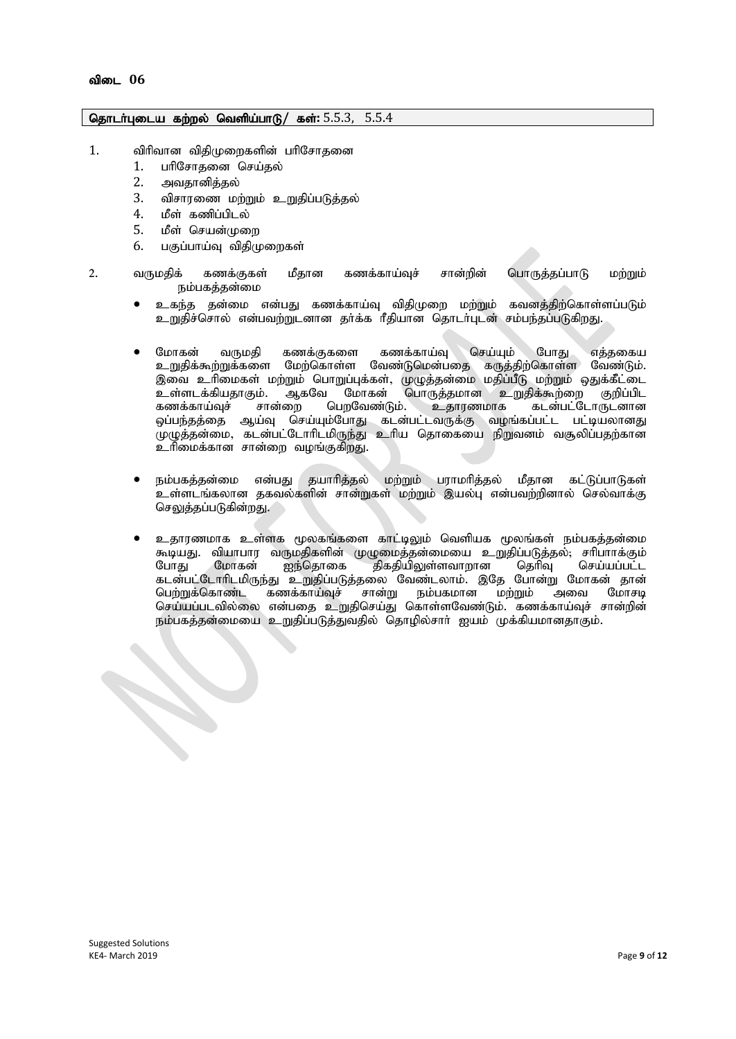**விடை 06**

**தொடர்புடைய கற்றல் வெளிப்பாடு/ கள்:** 5.5.3, 5.5.4

1. விரிவான விதிமுறைகளின் பரிசோதனை
   1. பரிசோதனை செய்தல்
   2. அவதானித்தல்
   3. விசாரணை மற்றும் உறுதிப்படுத்தல்
   4. மீள் கணிப்பிடல்
   5. மீள் செயன்முறை
   6. பகுப்பாய்வு விதிமுறைகள்

2. வருமதிக் கணக்குகள் மீதான கணக்காய்வுச் சான்றின் பொருத்தப்பாடு மற்றும் நம்பகத்தன்மை

   - உகந்த தன்மை என்பது கணக்காய்வு விதிமுறை மற்றும் கவனத்திற்கொள்ளப்படும் உறுதிச்சொல் என்பவற்றுடனான தர்க்க ரீதியான தொடர்புடன் சம்பந்தப்படுகிறது.

   - மோகன் வருமதி கணக்குகளை கணக்காய்வு செய்யும் போது எத்தகைய உறுதிக்கூற்றுக்களை மேற்கொள்ள வேண்டுமென்பதை கருத்திற்கொள்ள வேண்டும். இவை உரிமைகள் மற்றும் பொறுப்புக்கள், முழுத்தன்மை மதிப்பீடு மற்றும் ஒதுக்கீட்டை உள்ளடக்கியதாகும். ஆகவே மோகன் பொருத்தமான உறுதிக்கூற்றை குறிப்பிட கணக்காய்வுச் சான்றை பெறவேண்டும். உதாரணமாக கடன்பட்டோருடனான ஒப்பந்தத்தை ஆய்வு செய்யும்போது கடன்பட்டவருக்கு வழங்கப்பட்ட பட்டியலானது முழுத்தன்மை, கடன்பட்டோரிடமிருந்து உரிய தொகையை நிறுவனம் வசூலிப்பதற்கான உரிமைக்கான சான்றை வழங்குகிறது.

   - நம்பகத்தன்மை என்பது தயாரித்தல் மற்றும் பராமரித்தல் மீதான கட்டுப்பாடுகள் உள்ளடங்கலான தகவல்களின் சான்றுகள் மற்றும் இயல்பு என்பவற்றினால் செல்வாக்கு செலுத்தப்படுகின்றது.

   - உதாரணமாக உள்ளக மூலகங்களை காட்டிலும் வெளியக மூலங்கள் நம்பகத்தன்மை கூடியது. வியாபார வருமதிகளின் முழுமைத்தன்மையை உறுதிப்படுத்தல்; சரிபார்க்கும் போது மோகன் ஐந்தொகை திகதியிலுள்ளவாறான தெரிவு செய்யப்பட்ட கடன்பட்டோரிடமிருந்து உறுதிப்படுத்தலை வேண்டலாம். இதே போன்று மோகன் தான் பெற்றுக்கொண்ட கணக்காய்வுச் சான்று நம்பகமான மற்றும் அவை மோசடி செய்யப்படவில்லை என்பதை உறுதிசெய்து கொள்ளவேண்டும். கணக்காய்வுச் சான்றின் நம்பகத்தன்மையை உறுதிப்படுத்துவதில் தொழில்சார் ஐயம் முக்கியமானதாகும்.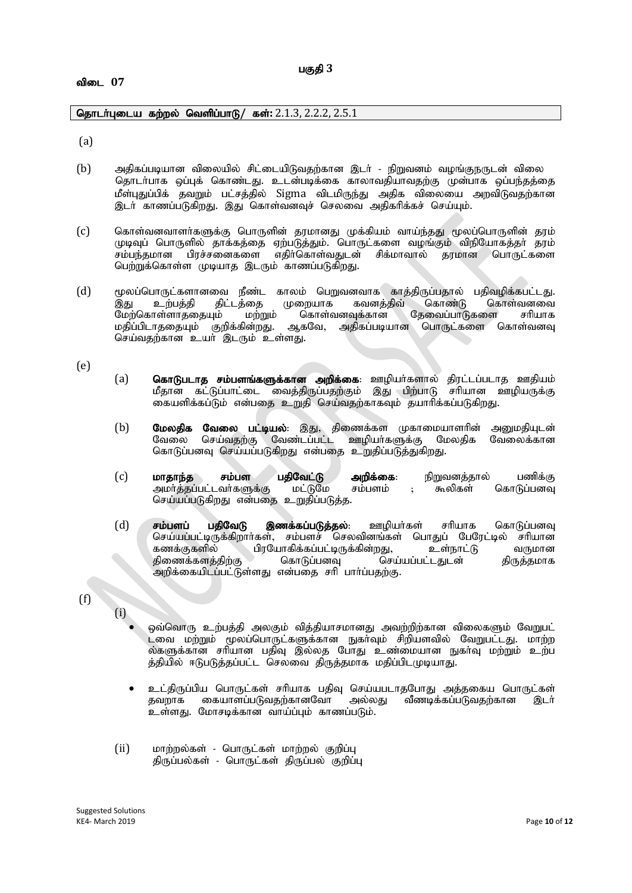# பகுதி 3

## விடை 07

**தொடர்புடைய கற்றல் வெளிப்பாடு/ கள்:** 2.1.3, 2.2.2, 2.5.1

(a)

(b) அதிகப்படியான விலையில் சிட்டையிடுவதற்கான இடர் - நிறுவனம் வழங்குநருடன் விலை தொடர்பாக ஒப்புக் கொண்டது. உடன்படிக்கை காலாவதியாவதற்கு முன்பாக ஒப்பந்தத்தை மீள்புதுப்பிக் தவறும் பட்சத்தில் Sigma விடமிருந்து அதிக விலையை அறவிடுவதற்கான இடர் காணப்படுகிறது. இது கொள்வனவுச் செலவை அதிகரிக்கச் செய்யும்.

(c) கொள்வனவாளர்களுக்கு பொருளின் தரமானது முக்கியம் வாய்ந்தது மூலப்பொருளின் தரம் முடிவுப் பொருளில் தாக்கத்தை ஏற்படுத்தும். பொருட்களை வழங்கும் விநியோகத்தர் தரம் சம்பந்தமான பிரச்சனைகளை எதிர்கொள்வதுடன் சிக்மாவால் தரமான பொருட்களை பெற்றுக்கொள்ள முடியாத இடரும் காணப்படுகிறது.

(d) மூலப்பொருட்களானவை நீண்ட காலம் பெறுவனவாக காத்திருப்பதால் பதிவழிக்கப்பட்டது. இது உற்பத்தி திட்டத்தை முறையாக கவனத்திவ் கொண்டு கொள்வனவை மேற்கொள்ளாததையும் மற்றும் கொள்வனவுக்கான தேவைப்பாடுகளை சரியாக மதிப்பிடாததையும் குறிக்கின்றது. ஆகவே, அதிகப்படியான பொருட்களை கொள்வனவு செய்வதற்கான உயர் இடரும் உள்ளது.

(e)

(a) **கொடுபடாத சம்பளங்களுக்கான அறிக்கை**: ஊழியர்களால் திரட்டப்படாத ஊதியம் மீதான கட்டுப்பாட்டை வைத்திருப்பதற்கும் இது பிற்பாடு சரியான ஊழியருக்கு கையளிக்கப்டும் என்பதை உறுதி செய்வதற்காகவும் தயாரிக்கப்படுகிறது.

(b) **மேலதிக வேலை பட்டியல்**: இது, திணைக்கள முகாமையாளரின் அனுமதியுடன் வேலை செய்வதற்கு வேண்டப்பட்ட ஊழியர்களுக்கு மேலதிக வேலைக்கான கொடுப்பனவு செய்யப்படுகிறது என்பதை உறுதிப்படுத்துகிறது.

(c) **மாதாந்த சம்பள பதிவேட்டு அறிக்கை**: நிறுவனத்தால் பணிக்கு அமர்த்தப்பட்டவர்களுக்கு மட்டுமே சம்பளம் ; கூலிகள் கொடுப்பனவு செய்யப்படுகிறது என்பதை உறுதிப்படுத்த.

(d) **சம்பளப் பதிவேடு இணக்கப்படுத்தல்**: ஊழியர்கள் சரியாக கொடுப்பனவு செய்யப்பட்டிருக்கிறார்கள், சம்பளச் செலவினங்கள் பொதுப் பேரேட்டில் சரியான கணக்குகளில் பிரயோகிக்கப்பட்டிருக்கின்றது, உள்நாட்டு வருமான திணைக்களத்திற்கு கொடுப்பனவு செய்யப்பட்டதுடன் திருத்தமாக அறிக்கையிடப்பட்டுள்ளது என்பதை சரி பார்ப்பதற்கு.

(f)

(i)

- ஒவ்வொரு உற்பத்தி அலகும் வித்தியாசமானது அவற்றிற்கான விலைகளும் வேறுபட்டவை மற்றும் மூலப்பொருட்களுக்கான நுகர்வும் சிறியளவில் வேறுபட்டது. மாற்றல்களுக்கான சரியான பதிவு இல்லத போது உண்மையான நுகர்வு மற்றும் உற்பத்தியில் ஈடுபடுத்தப்பட்ட செலவை திருத்தமாக மதிப்பிடமுடியாது.

- உட்திருப்பிய பொருட்கள் சரியாக பதிவு செய்யபடாதபோது அத்தகைய பொருட்கள் தவறாக கையாளப்படுவதற்கானவோ அல்லது வீணடிக்கப்படுவதற்கான இடர் உள்ளது. மோசடிக்கான வாய்ப்பும் காணப்படும்.

(ii) மாற்றல்கள் - பொருட்கள் மாற்றல் குறிப்பு
திருப்பல்கள் - பொருட்கள் திருப்பல் குறிப்பு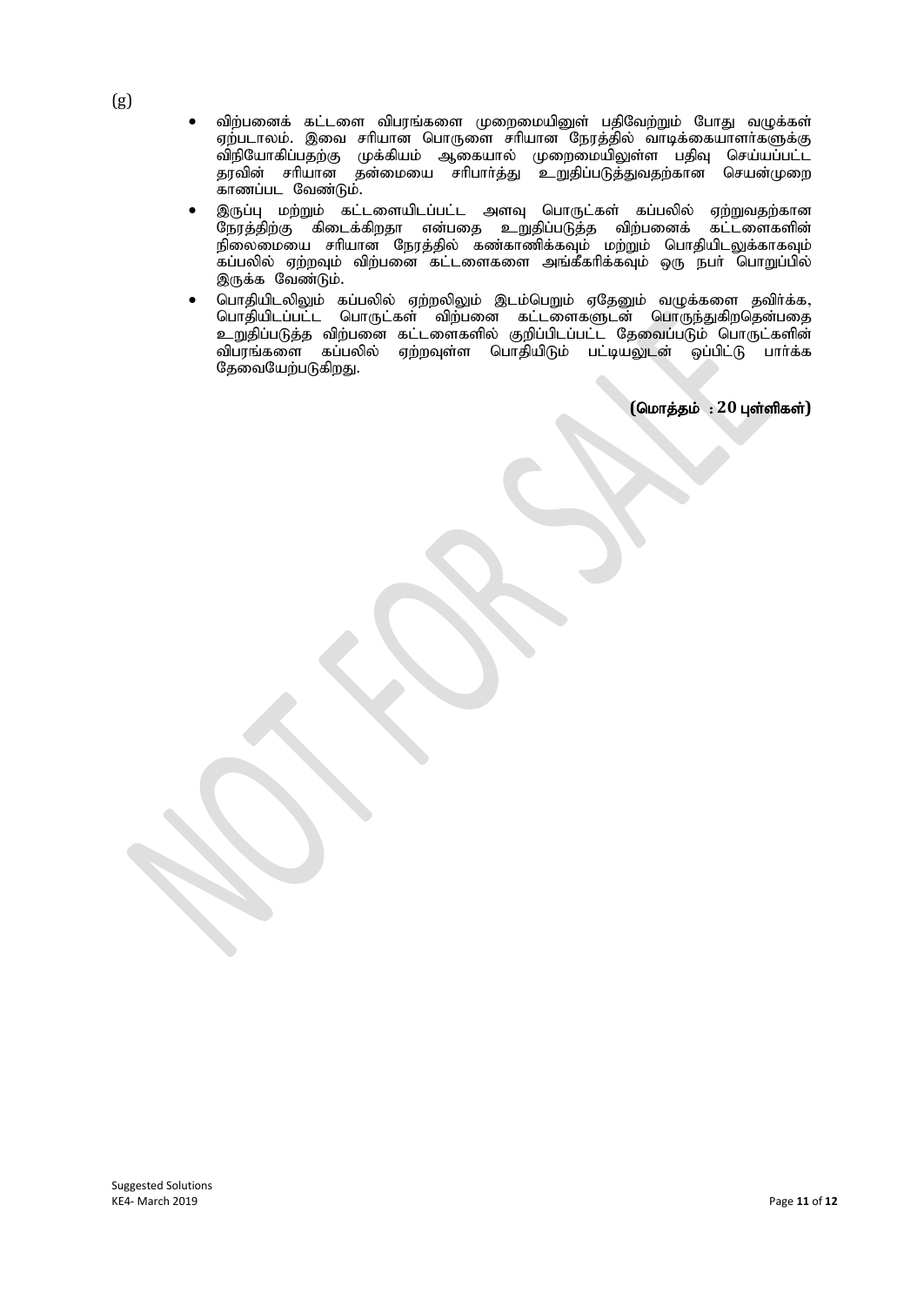(g)

- விற்பனைக் கட்டளை விபரங்களை முறைமையினுள் பதிவேற்றும் போது வழுக்கள் ஏற்படாலம். இவை சரியான பொருளை சரியான நேரத்தில் வாடிக்கையாளர்களுக்கு விநியோகிப்பதற்கு முக்கியம் ஆகையால் முறைமையிலுள்ள பதிவு செய்யப்பட்ட தரவின் சரியான தன்மையை சரிபார்த்து உறுதிப்படுத்துவதற்கான செயன்முறை காணப்பட வேண்டும்.
- இருப்பு மற்றும் கட்டளையிடப்பட்ட அளவு பொருட்கள் கப்பலில் ஏற்றுவதற்கான நேரத்திற்கு கிடைக்கிறதா என்பதை உறுதிப்படுத்த விற்பனைக் கட்டளைகளின் நிலைமையை சரியான நேரத்தில் கண்காணிக்கவும் மற்றும் பொதியிடலுக்காகவும் கப்பலில் ஏற்றவும் விற்பனை கட்டளைகளை அங்கீகரிக்கவும் ஒரு நபர் பொறுப்பில் இருக்க வேண்டும்.
- பொதியிடலிலும் கப்பலில் ஏற்றலிலும் இடம்பெறும் ஏதேனும் வழுக்களை தவிர்க்க, பொதியிடப்பட்ட பொருட்கள் விற்பனை கட்டளைகளுடன் பொருந்துகிறதென்பதை உறுதிப்படுத்த விற்பனை கட்டளைகளில் குறிப்பிடப்பட்ட தேவைப்படும் பொருட்களின் விபரங்களை கப்பலில் ஏற்றவுள்ள பொதியிடும் பட்டியலுடன் ஒப்பிட்டு பார்க்க தேவையேற்படுகிறது.

**(மொத்தம் : 20 புள்ளிகள்)**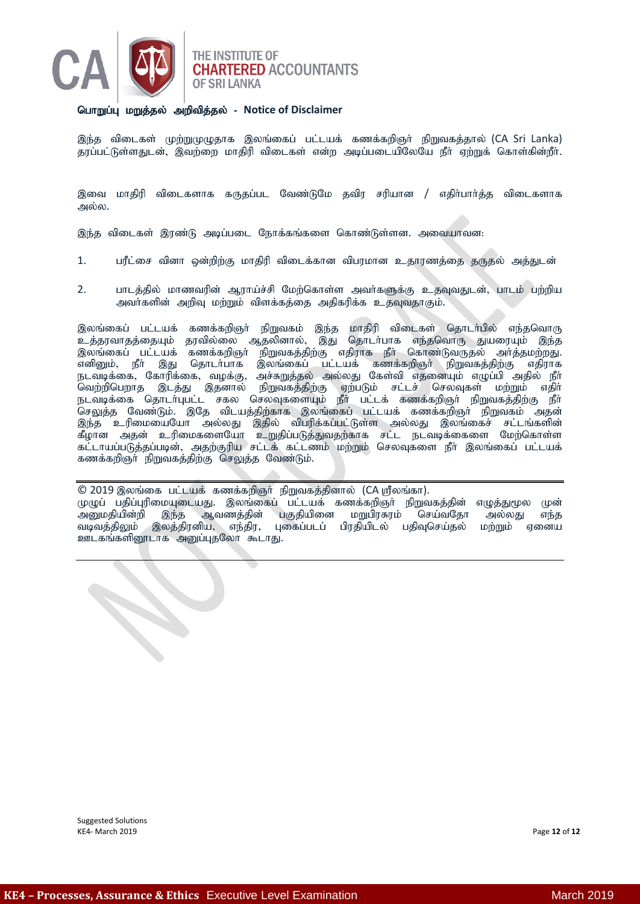**பொறுப்பு மறுத்தல் அறிவித்தல் - Notice of Disclaimer**

இந்த விடைகள் முற்றுமுழுதாக இலங்கைப் பட்டயக் கணக்கறிஞர் நிறுவகத்தால் (CA Sri Lanka) தரப்பட்டுள்ளதுடன், இவற்றை மாதிரி விடைகள் என்ற அடிப்படையிலேயே நீர் ஏற்றுக் கொள்கின்றீர்.

இவை மாதிரி விடைகளாக கருதப்பட வேண்டுமே தவிர சரியான / எதிர்பார்த்த விடைகளாக அல்ல.

இந்த விடைகள் இரண்டு அடிப்படை நோக்கங்களை கொண்டுள்ளன. அவையாவன:

1. பரீட்சை வினா ஒன்றிற்கு மாதிரி விடைக்கான விபரமான உதாரணத்தை தருதல் அத்துடன்

2. பாடத்தில் மாணவரின் ஆராய்ச்சி மேற்கொள்ள அவர்களுக்கு உதவுவதுடன், பாடம் பற்றிய அவர்களின் அறிவு மற்றும் விளக்கத்தை அதிகரிக்க உதவுவதாகும்.

இலங்கைப் பட்டயக் கணக்கறிஞர் நிறுவகம் இந்த மாதிரி விடைகள் தொடர்பில் எந்தவொரு உத்தரவாதத்தையும் தரவில்லை ஆதலினால், இது தொடர்பாக எந்தவொரு துயரையும் இந்த இலங்கைப் பட்டயக் கணக்கறிஞர் நிறுவகத்திற்கு எதிராக நீர் கொண்டுவருதல் அர்த்தமற்றது. எனினும், நீர் இது தொடர்பாக இலங்கைப் பட்டயக் கணக்கறிஞர் நிறுவகத்திற்கு எதிராக நடவடிக்கை, கோரிக்கை, வழக்கு, அச்சுறுத்தல் அல்லது கேள்வி எதனையும் எழுப்பி அதில் நீர் வெற்றிபெறாத இடத்து இதனால் நிறுவகத்திற்கு ஏற்படும் சட்டச் செலவுகள் மற்றும் எதிர் நடவடிக்கை தொடர்புபட்ட சகல செலவுகளையும் நீர் பட்டயக் கணக்கறிஞர் நிறுவகத்திற்கு நீர் செலுத்த வேண்டும். இதே விடயத்திற்காக இலங்கைப் பட்டயக் கணக்கறிஞர் நிறுவகம் அதன் இந்த உரிமையையோ அல்லது இதில் விபரிக்கப்பட்டுள்ள அல்லது இலங்கைச் சட்டங்களின் கீழான அதன் உரிமைகளையோ உறுதிப்படுத்துவதற்காக சட்ட நடவடிக்கைகளை மேற்கொள்ள கட்டாயப்படுத்தப்படின், அதற்குரிய சட்டக் கட்டணம் மற்றும் செலவுகளை நீர் இலங்கைப் பட்டயக் கணக்கறிஞர் நிறுவகத்திற்கு செலுத்த வேண்டும்.

---

© 2019 இலங்கை பட்டயக் கணக்கறிஞர் நிறுவகத்தினால் (CA ஸ்ரீலங்கா).
முழுப் பதிப்புரிமையுடையது. இலங்கைப் பட்டயக் கணக்கறிஞர் நிறுவகத்தின் எழுத்துமூல முன் அனுமதியின்றி இந்த ஆவணத்தின் பகுதியினை மறுபிரசுரம் செய்வதோ அல்லது எந்த வடிவத்திலும் இலத்திரனிய, எந்திர, புகைப்படப் பிரதியிடல் பதிவுசெய்தல் மற்றும் ஏனைய ஊடகங்களினூடாக அனுப்புதலோ கூடாது.

---